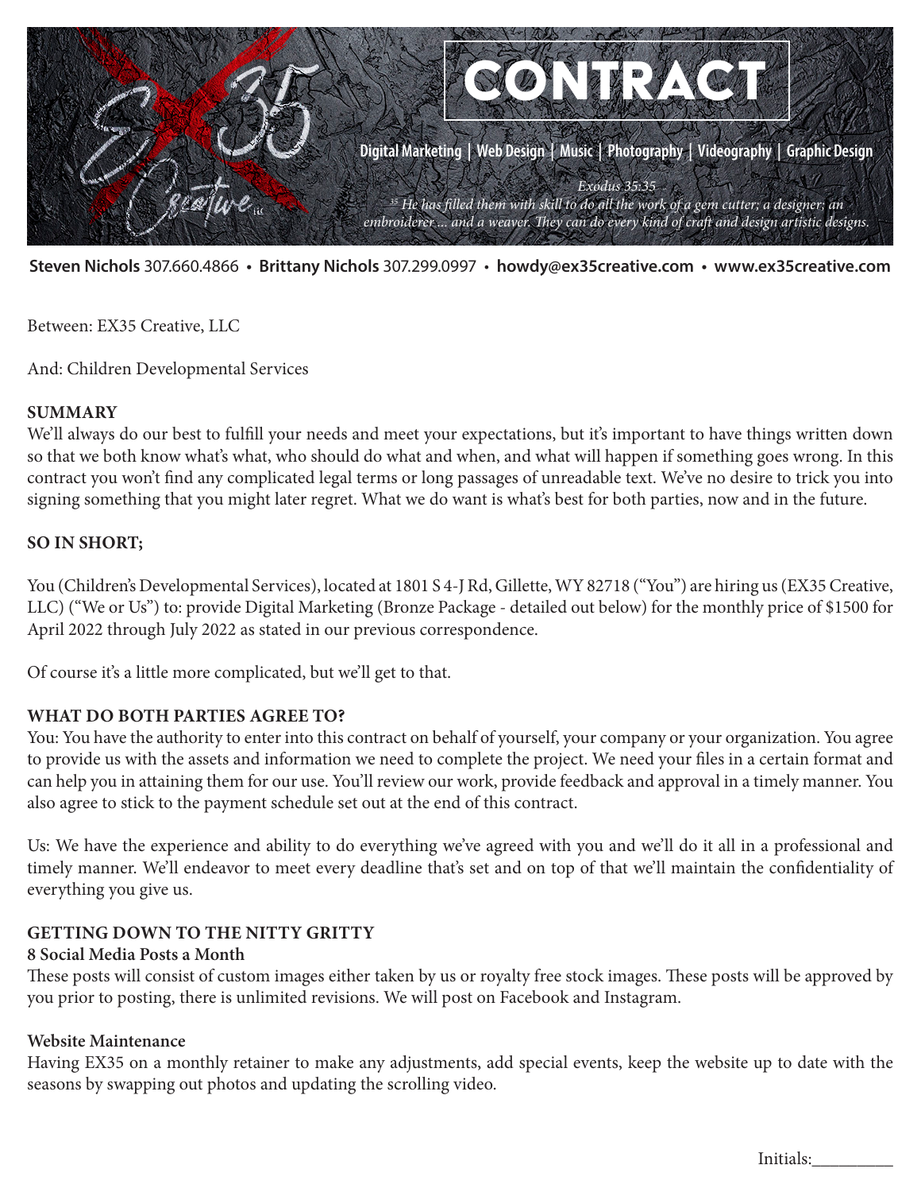# CONTRACT

**Digital Marketing | Web Design | Music | Photography | Videography | Graphic Design**

*Exodus 35:35*
*[35] He has filled them with skill to do all the work of a gem cutter; a designer; an embroiderer ... and a weaver. They can do every kind of craft and design artistic designs.*

**Steven Nichols** 307.660.4866 • **Brittany Nichols** 307.299.0997 • **howdy@ex35creative.com** • **www.ex35creative.com**

Between: EX35 Creative, LLC

And: Children Developmental Services

**SUMMARY**

We'll always do our best to fulfill your needs and meet your expectations, but it's important to have things written down so that we both know what's what, who should do what and when, and what will happen if something goes wrong. In this contract you won't find any complicated legal terms or long passages of unreadable text. We've no desire to trick you into signing something that you might later regret. What we do want is what's best for both parties, now and in the future.

**SO IN SHORT;**

You (Children's Developmental Services), located at 1801 S 4-J Rd, Gillette, WY 82718 ("You") are hiring us (EX35 Creative, LLC) ("We or Us") to: provide Digital Marketing (Bronze Package - detailed out below) for the monthly price of $1500 for April 2022 through July 2022 as stated in our previous correspondence.

Of course it's a little more complicated, but we'll get to that.

**WHAT DO BOTH PARTIES AGREE TO?**

You: You have the authority to enter into this contract on behalf of yourself, your company or your organization. You agree to provide us with the assets and information we need to complete the project. We need your files in a certain format and can help you in attaining them for our use. You'll review our work, provide feedback and approval in a timely manner. You also agree to stick to the payment schedule set out at the end of this contract.

Us: We have the experience and ability to do everything we've agreed with you and we'll do it all in a professional and timely manner. We'll endeavor to meet every deadline that's set and on top of that we'll maintain the confidentiality of everything you give us.

**GETTING DOWN TO THE NITTY GRITTY**

**8 Social Media Posts a Month**

These posts will consist of custom images either taken by us or royalty free stock images. These posts will be approved by you prior to posting, there is unlimited revisions. We will post on Facebook and Instagram.

**Website Maintenance**

Having EX35 on a monthly retainer to make any adjustments, add special events, keep the website up to date with the seasons by swapping out photos and updating the scrolling video.

Initials:_________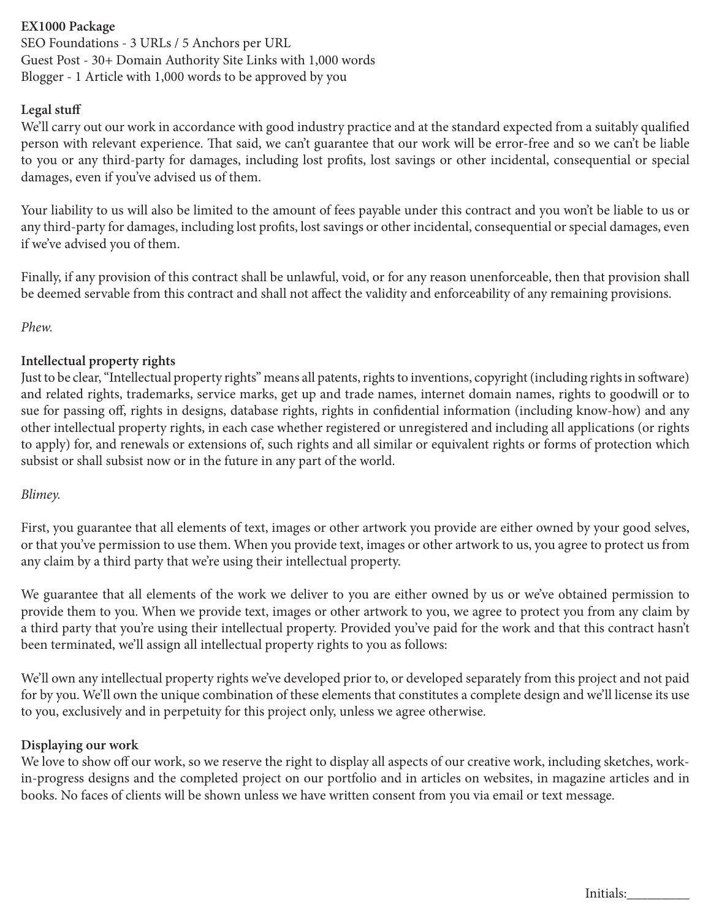**EX1000 Package**
SEO Foundations - 3 URLs / 5 Anchors per URL
Guest Post - 30+ Domain Authority Site Links with 1,000 words
Blogger - 1 Article with 1,000 words to be approved by you

**Legal stuff**
We'll carry out our work in accordance with good industry practice and at the standard expected from a suitably qualified person with relevant experience. That said, we can't guarantee that our work will be error-free and so we can't be liable to you or any third-party for damages, including lost profits, lost savings or other incidental, consequential or special damages, even if you've advised us of them.

Your liability to us will also be limited to the amount of fees payable under this contract and you won't be liable to us or any third-party for damages, including lost profits, lost savings or other incidental, consequential or special damages, even if we've advised you of them.

Finally, if any provision of this contract shall be unlawful, void, or for any reason unenforceable, then that provision shall be deemed servable from this contract and shall not affect the validity and enforceability of any remaining provisions.

*Phew.*

**Intellectual property rights**
Just to be clear, "Intellectual property rights" means all patents, rights to inventions, copyright (including rights in software) and related rights, trademarks, service marks, get up and trade names, internet domain names, rights to goodwill or to sue for passing off, rights in designs, database rights, rights in confidential information (including know-how) and any other intellectual property rights, in each case whether registered or unregistered and including all applications (or rights to apply) for, and renewals or extensions of, such rights and all similar or equivalent rights or forms of protection which subsist or shall subsist now or in the future in any part of the world.

*Blimey.*

First, you guarantee that all elements of text, images or other artwork you provide are either owned by your good selves, or that you've permission to use them. When you provide text, images or other artwork to us, you agree to protect us from any claim by a third party that we're using their intellectual property.

We guarantee that all elements of the work we deliver to you are either owned by us or we've obtained permission to provide them to you. When we provide text, images or other artwork to you, we agree to protect you from any claim by a third party that you're using their intellectual property. Provided you've paid for the work and that this contract hasn't been terminated, we'll assign all intellectual property rights to you as follows:

We'll own any intellectual property rights we've developed prior to, or developed separately from this project and not paid for by you. We'll own the unique combination of these elements that constitutes a complete design and we'll license its use to you, exclusively and in perpetuity for this project only, unless we agree otherwise.

**Displaying our work**
We love to show off our work, so we reserve the right to display all aspects of our creative work, including sketches, work-in-progress designs and the completed project on our portfolio and in articles on websites, in magazine articles and in books. No faces of clients will be shown unless we have written consent from you via email or text message.

Initials:_________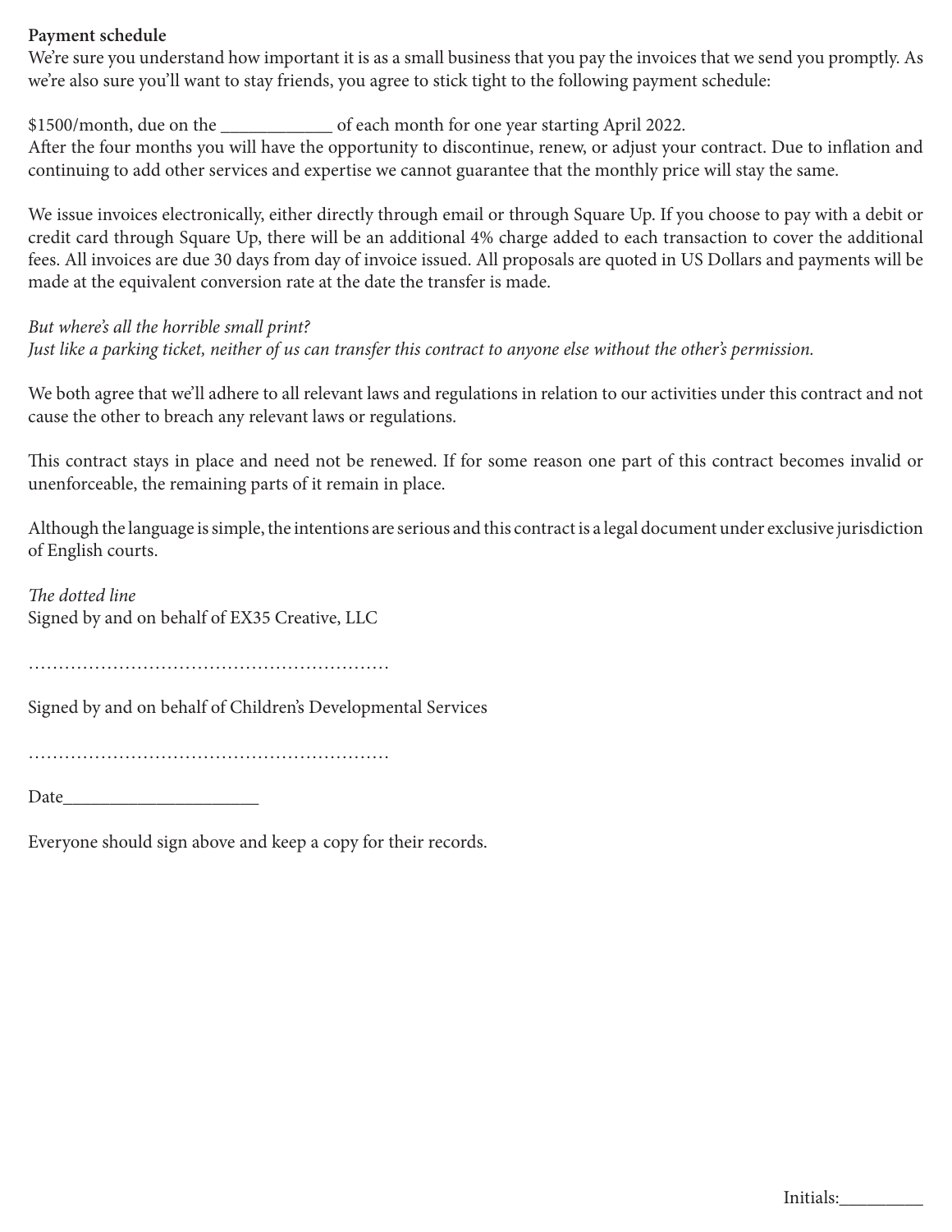**Payment schedule**

We're sure you understand how important it is as a small business that you pay the invoices that we send you promptly. As we're also sure you'll want to stay friends, you agree to stick tight to the following payment schedule:

$1500/month, due on the ____________ of each month for one year starting April 2022.
After the four months you will have the opportunity to discontinue, renew, or adjust your contract. Due to inflation and continuing to add other services and expertise we cannot guarantee that the monthly price will stay the same.

We issue invoices electronically, either directly through email or through Square Up. If you choose to pay with a debit or credit card through Square Up, there will be an additional 4% charge added to each transaction to cover the additional fees. All invoices are due 30 days from day of invoice issued. All proposals are quoted in US Dollars and payments will be made at the equivalent conversion rate at the date the transfer is made.

*But where's all the horrible small print?*
*Just like a parking ticket, neither of us can transfer this contract to anyone else without the other's permission.*

We both agree that we'll adhere to all relevant laws and regulations in relation to our activities under this contract and not cause the other to breach any relevant laws or regulations.

This contract stays in place and need not be renewed. If for some reason one part of this contract becomes invalid or unenforceable, the remaining parts of it remain in place.

Although the language is simple, the intentions are serious and this contract is a legal document under exclusive jurisdiction of English courts.

*The dotted line*
Signed by and on behalf of EX35 Creative, LLC

……………………………………………………

Signed by and on behalf of Children's Developmental Services

……………………………………………………

Date______________________

Everyone should sign above and keep a copy for their records.

Initials:_________